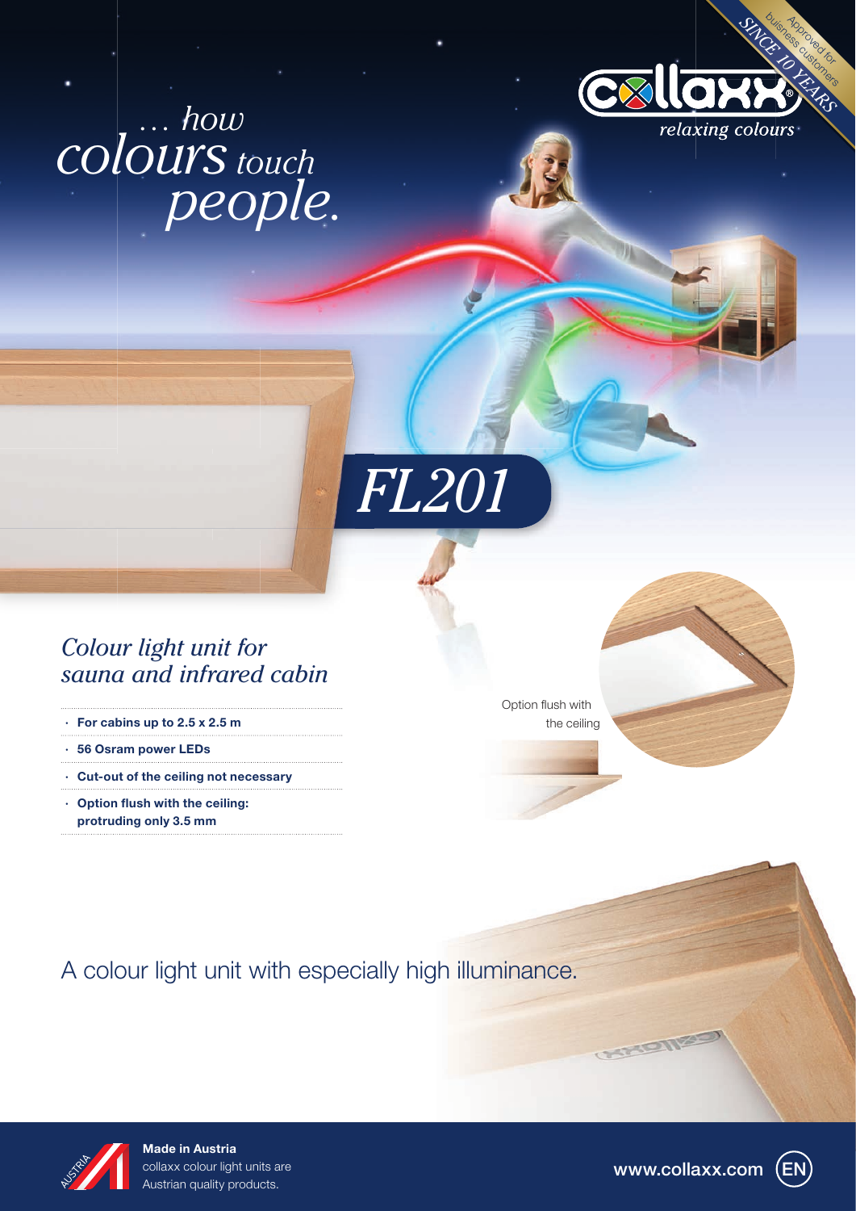*… how colours touch people.*

collaxx®
*relaxing colours*

Approved for buisness customers
SINCE 10 YEARS

# FL201

## *Colour light unit for sauna and infrared cabin*

- **For cabins up to 2.5 x 2.5 m**
- **56 Osram power LEDs**
- **Cut-out of the ceiling not necessary**
- **Option flush with the ceiling: protruding only 3.5 mm**

Option flush with the ceiling

A colour light unit with especially high illuminance.

**Made in Austria**
collaxx colour light units are Austrian quality products.

AUSTRIA

www.collaxx.com EN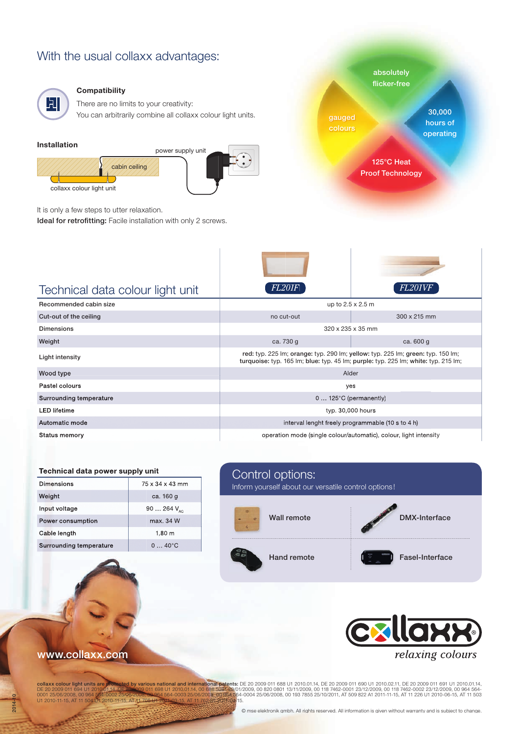## With the usual collaxx advantages:

**Compatibility**

There are no limits to your creativity:
You can arbitrarily combine all collaxx colour light units.

**Installation**

power supply unit

cabin ceiling

collaxx colour light unit

It is only a few steps to utter relaxation.
**Ideal for retrofitting:** Facile installation with only 2 screws.

absolutely flicker-free

gauged colours

30,000 hours of operating

125°C Heat Proof Technology

## Technical data colour light unit

| | FL201F | FL201VF |
|---|---|---|
| Recommended cabin size | up to 2.5 x 2.5 m | |
| Cut-out of the ceiling | no cut-out | 300 x 215 mm |
| Dimensions | 320 x 235 x 35 mm | |
| Weight | ca. 730 g | ca. 600 g |
| Light intensity | **red:** typ. 225 lm; **orange:** typ. 290 lm; **yellow:** typ. 225 lm; **green:** typ. 150 lm; **turquoise:** typ. 165 lm; **blue:** typ. 45 lm; **purple:** typ. 225 lm; **white:** typ. 215 lm; | |
| Wood type | Alder | |
| Pastel colours | yes | |
| Surrounding temperature | 0 … 125°C (permanently) | |
| LED lifetime | typ. 30,000 hours | |
| Automatic mode | interval lenght freely programmable (10 s to 4 h) | |
| Status memory | operation mode (single colour/automatic), colour, light intensity | |

### Technical data power supply unit

| | |
|---|---|
| Dimensions | 75 x 34 x 43 mm |
| Weight | ca. 160 g |
| Input voltage | 90 … 264 $V_{AC}$ |
| Power consumption | max. 34 W |
| Cable length | 1,80 m |
| Surrounding temperature | 0 … 40°C |

## Control options:

Inform yourself about our versatile control options!

- Wall remote
- DMX-Interface
- Hand remote
- Fasel-Interface

www.collaxx.com

collaxx

*relaxing colours*

**collaxx colour light units are protected by various national and international patents:** DE 20 2009 011 688 U1 2010.01.14, DE 20 2009 011 690 U1 2010.02.11, DE 20 2009 011 691 U1 2010.01.14, DE 20 2009 011 694 U1 2010.01.14, DE 20 2009 011 698 U1 2010.01.14, 00 888 5031 28/01/2009, 00 820 0801 13/11/2009, 00 118 7462-0001 23/12/2009, 00 118 7462-0002 23/12/2009, 00 964 564-0001 25/06/2008, 00 964 564-0002 25/06/2008, 00 964 564-0003 25/06/2008, 00 964 564-0004 25/06/2008, 00 193 7855 25/10/2011, AT 509 822 A1 2011-11-15, AT 11 226 U1 2010-06-15, AT 11 503 U1 2010-11-15, AT 11 504 U1 2010-11-15, AT 11 705 U1 2011-03-15, AT 11 762 U1 2011-04-15.

© mse elektronik gmbh. All rights reserved. All information is given without warranty and is subject to change.